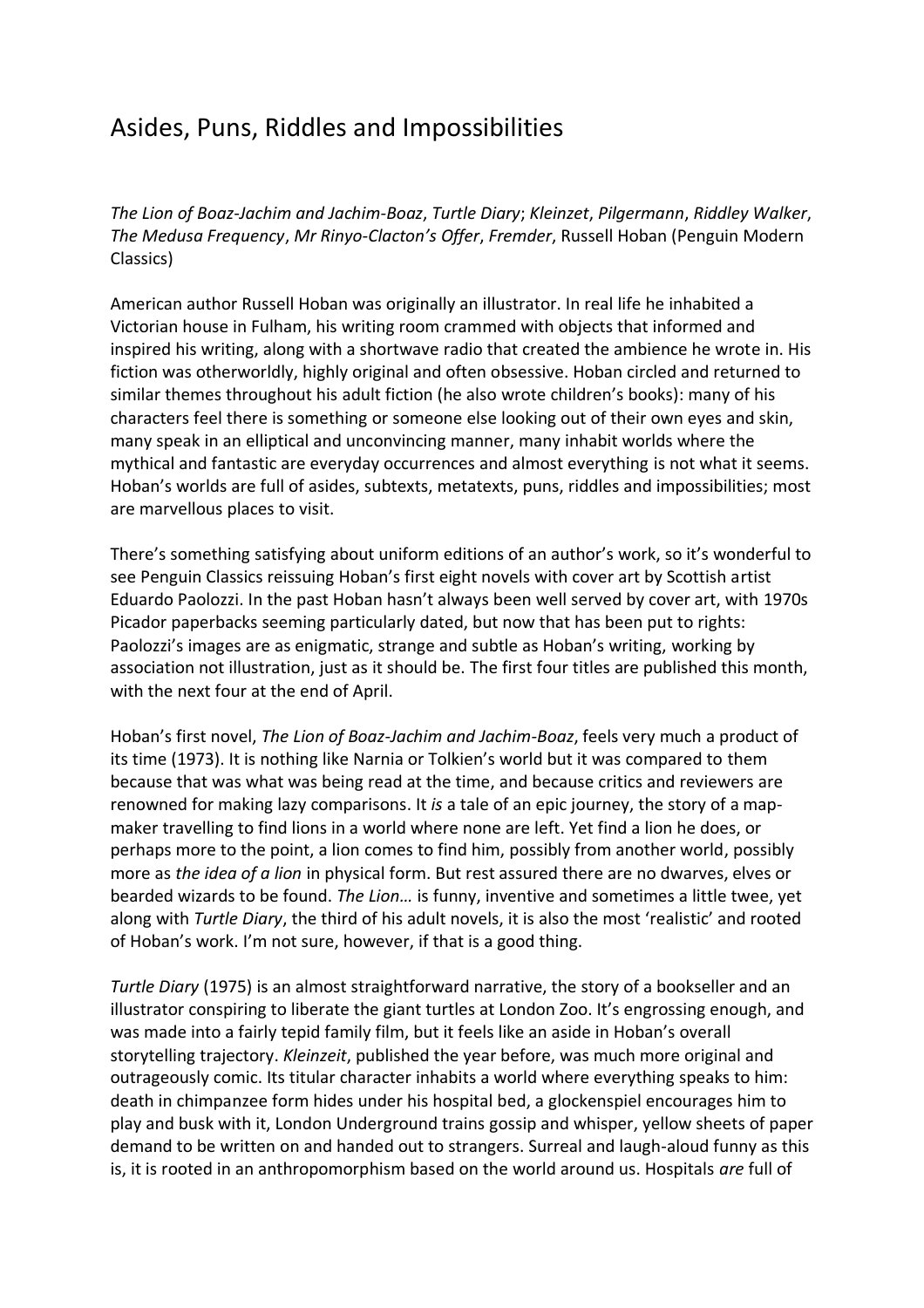# Asides, Puns, Riddles and Impossibilities

*The Lion of Boaz-Jachim and Jachim-Boaz*, *Turtle Diary*; *Kleinzet*, *Pilgermann*, *Riddley Walker*, *The Medusa Frequency*, *Mr Rinyo-Clacton's Offer*, *Fremder*, Russell Hoban (Penguin Modern Classics)

American author Russell Hoban was originally an illustrator. In real life he inhabited a Victorian house in Fulham, his writing room crammed with objects that informed and inspired his writing, along with a shortwave radio that created the ambience he wrote in. His fiction was otherworldly, highly original and often obsessive. Hoban circled and returned to similar themes throughout his adult fiction (he also wrote children's books): many of his characters feel there is something or someone else looking out of their own eyes and skin, many speak in an elliptical and unconvincing manner, many inhabit worlds where the mythical and fantastic are everyday occurrences and almost everything is not what it seems. Hoban's worlds are full of asides, subtexts, metatexts, puns, riddles and impossibilities; most are marvellous places to visit.

There's something satisfying about uniform editions of an author's work, so it's wonderful to see Penguin Classics reissuing Hoban's first eight novels with cover art by Scottish artist Eduardo Paolozzi. In the past Hoban hasn't always been well served by cover art, with 1970s Picador paperbacks seeming particularly dated, but now that has been put to rights: Paolozzi's images are as enigmatic, strange and subtle as Hoban's writing, working by association not illustration, just as it should be. The first four titles are published this month, with the next four at the end of April.

Hoban's first novel, *The Lion of Boaz-Jachim and Jachim-Boaz*, feels very much a product of its time (1973). It is nothing like Narnia or Tolkien's world but it was compared to them because that was what was being read at the time, and because critics and reviewers are renowned for making lazy comparisons. It *is* a tale of an epic journey, the story of a map-maker travelling to find lions in a world where none are left. Yet find a lion he does, or perhaps more to the point, a lion comes to find him, possibly from another world, possibly more as *the idea of a lion* in physical form. But rest assured there are no dwarves, elves or bearded wizards to be found. *The Lion…* is funny, inventive and sometimes a little twee, yet along with *Turtle Diary*, the third of his adult novels, it is also the most 'realistic' and rooted of Hoban's work. I'm not sure, however, if that is a good thing.

*Turtle Diary* (1975) is an almost straightforward narrative, the story of a bookseller and an illustrator conspiring to liberate the giant turtles at London Zoo. It's engrossing enough, and was made into a fairly tepid family film, but it feels like an aside in Hoban's overall storytelling trajectory. *Kleinzeit*, published the year before, was much more original and outrageously comic. Its titular character inhabits a world where everything speaks to him: death in chimpanzee form hides under his hospital bed, a glockenspiel encourages him to play and busk with it, London Underground trains gossip and whisper, yellow sheets of paper demand to be written on and handed out to strangers. Surreal and laugh-aloud funny as this is, it is rooted in an anthropomorphism based on the world around us. Hospitals *are* full of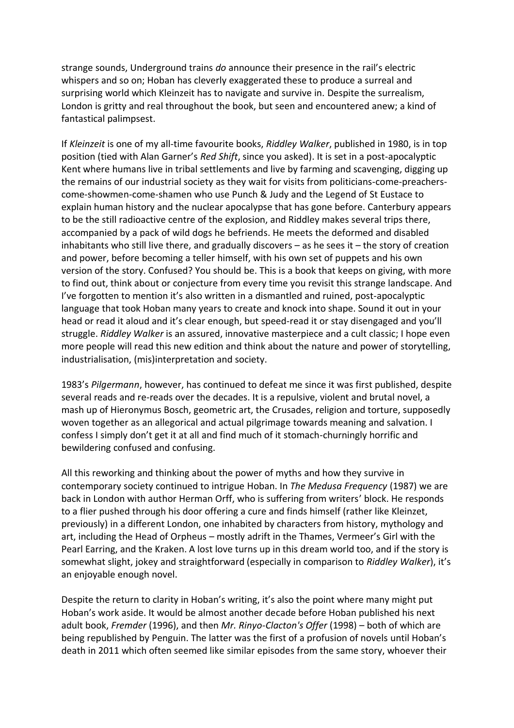strange sounds, Underground trains *do* announce their presence in the rail's electric whispers and so on; Hoban has cleverly exaggerated these to produce a surreal and surprising world which Kleinzeit has to navigate and survive in. Despite the surrealism, London is gritty and real throughout the book, but seen and encountered anew; a kind of fantastical palimpsest.

If *Kleinzeit* is one of my all-time favourite books, *Riddley Walker*, published in 1980, is in top position (tied with Alan Garner's *Red Shift*, since you asked). It is set in a post-apocalyptic Kent where humans live in tribal settlements and live by farming and scavenging, digging up the remains of our industrial society as they wait for visits from politicians-come-preachers-come-showmen-come-shamen who use Punch & Judy and the Legend of St Eustace to explain human history and the nuclear apocalypse that has gone before. Canterbury appears to be the still radioactive centre of the explosion, and Riddley makes several trips there, accompanied by a pack of wild dogs he befriends. He meets the deformed and disabled inhabitants who still live there, and gradually discovers – as he sees it – the story of creation and power, before becoming a teller himself, with his own set of puppets and his own version of the story. Confused? You should be. This is a book that keeps on giving, with more to find out, think about or conjecture from every time you revisit this strange landscape. And I've forgotten to mention it's also written in a dismantled and ruined, post-apocalyptic language that took Hoban many years to create and knock into shape. Sound it out in your head or read it aloud and it's clear enough, but speed-read it or stay disengaged and you'll struggle. *Riddley Walker* is an assured, innovative masterpiece and a cult classic; I hope even more people will read this new edition and think about the nature and power of storytelling, industrialisation, (mis)interpretation and society.

1983's *Pilgermann*, however, has continued to defeat me since it was first published, despite several reads and re-reads over the decades. It is a repulsive, violent and brutal novel, a mash up of Hieronymus Bosch, geometric art, the Crusades, religion and torture, supposedly woven together as an allegorical and actual pilgrimage towards meaning and salvation. I confess I simply don't get it at all and find much of it stomach-churningly horrific and bewildering confused and confusing.

All this reworking and thinking about the power of myths and how they survive in contemporary society continued to intrigue Hoban. In *The Medusa Frequency* (1987) we are back in London with author Herman Orff, who is suffering from writers' block. He responds to a flier pushed through his door offering a cure and finds himself (rather like Kleinzet, previously) in a different London, one inhabited by characters from history, mythology and art, including the Head of Orpheus – mostly adrift in the Thames, Vermeer's Girl with the Pearl Earring, and the Kraken. A lost love turns up in this dream world too, and if the story is somewhat slight, jokey and straightforward (especially in comparison to *Riddley Walker*), it's an enjoyable enough novel.

Despite the return to clarity in Hoban's writing, it's also the point where many might put Hoban's work aside. It would be almost another decade before Hoban published his next adult book, *Fremder* (1996), and then *Mr. Rinyo-Clacton's Offer* (1998) – both of which are being republished by Penguin. The latter was the first of a profusion of novels until Hoban's death in 2011 which often seemed like similar episodes from the same story, whoever their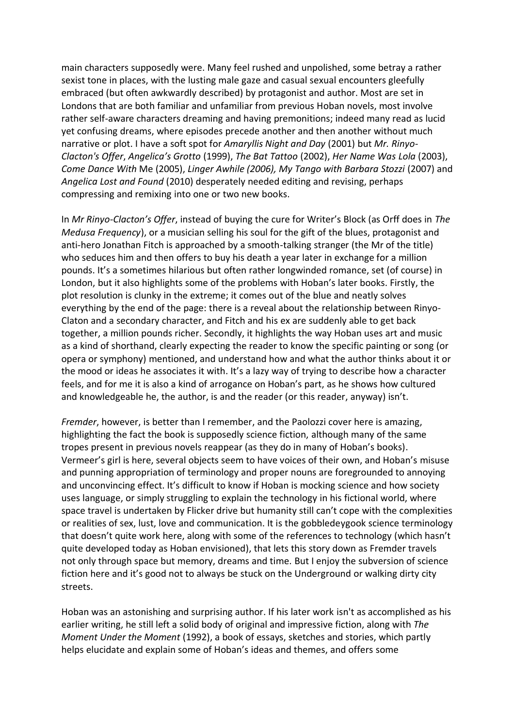main characters supposedly were. Many feel rushed and unpolished, some betray a rather sexist tone in places, with the lusting male gaze and casual sexual encounters gleefully embraced (but often awkwardly described) by protagonist and author. Most are set in Londons that are both familiar and unfamiliar from previous Hoban novels, most involve rather self-aware characters dreaming and having premonitions; indeed many read as lucid yet confusing dreams, where episodes precede another and then another without much narrative or plot. I have a soft spot for *Amaryllis Night and Day* (2001) but *Mr. Rinyo-Clacton's Offer*, *Angelica's Grotto* (1999), *The Bat Tattoo* (2002), *Her Name Was Lola* (2003), *Come Dance With* Me (2005), *Linger Awhile (2006), My Tango with Barbara Stozzi* (2007) and *Angelica Lost and Found* (2010) desperately needed editing and revising, perhaps compressing and remixing into one or two new books.

In *Mr Rinyo-Clacton's Offer*, instead of buying the cure for Writer's Block (as Orff does in *The Medusa Frequency*), or a musician selling his soul for the gift of the blues, protagonist and anti-hero Jonathan Fitch is approached by a smooth-talking stranger (the Mr of the title) who seduces him and then offers to buy his death a year later in exchange for a million pounds. It's a sometimes hilarious but often rather longwinded romance, set (of course) in London, but it also highlights some of the problems with Hoban's later books. Firstly, the plot resolution is clunky in the extreme; it comes out of the blue and neatly solves everything by the end of the page: there is a reveal about the relationship between Rinyo-Claton and a secondary character, and Fitch and his ex are suddenly able to get back together, a million pounds richer. Secondly, it highlights the way Hoban uses art and music as a kind of shorthand, clearly expecting the reader to know the specific painting or song (or opera or symphony) mentioned, and understand how and what the author thinks about it or the mood or ideas he associates it with. It's a lazy way of trying to describe how a character feels, and for me it is also a kind of arrogance on Hoban's part, as he shows how cultured and knowledgeable he, the author, is and the reader (or this reader, anyway) isn't.

*Fremder*, however, is better than I remember, and the Paolozzi cover here is amazing, highlighting the fact the book is supposedly science fiction, although many of the same tropes present in previous novels reappear (as they do in many of Hoban's books). Vermeer's girl is here, several objects seem to have voices of their own, and Hoban's misuse and punning appropriation of terminology and proper nouns are foregrounded to annoying and unconvincing effect. It's difficult to know if Hoban is mocking science and how society uses language, or simply struggling to explain the technology in his fictional world, where space travel is undertaken by Flicker drive but humanity still can't cope with the complexities or realities of sex, lust, love and communication. It is the gobbledeygook science terminology that doesn't quite work here, along with some of the references to technology (which hasn't quite developed today as Hoban envisioned), that lets this story down as Fremder travels not only through space but memory, dreams and time. But I enjoy the subversion of science fiction here and it's good not to always be stuck on the Underground or walking dirty city streets.

Hoban was an astonishing and surprising author. If his later work isn't as accomplished as his earlier writing, he still left a solid body of original and impressive fiction, along with *The Moment Under the Moment* (1992), a book of essays, sketches and stories, which partly helps elucidate and explain some of Hoban's ideas and themes, and offers some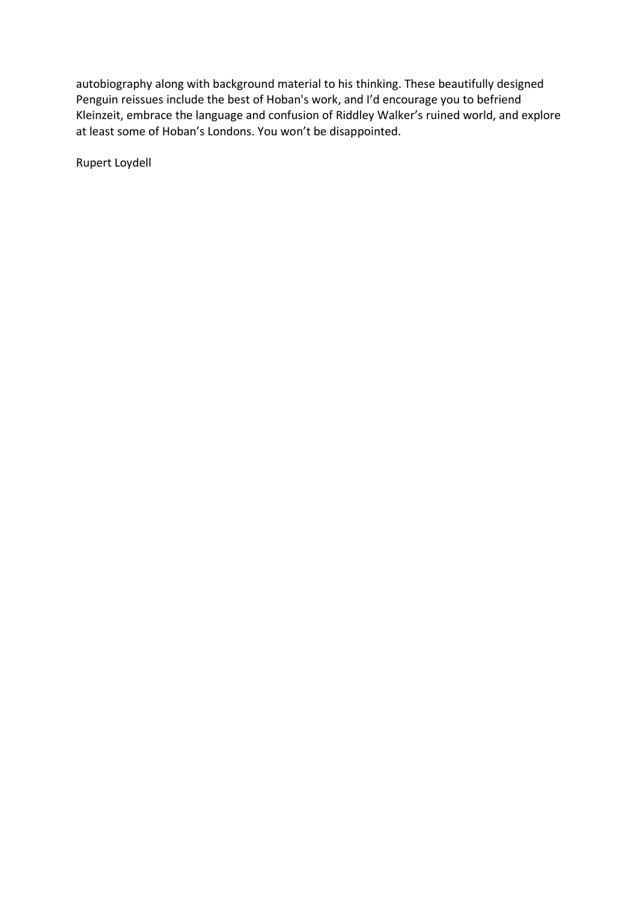autobiography along with background material to his thinking. These beautifully designed Penguin reissues include the best of Hoban's work, and I'd encourage you to befriend Kleinzeit, embrace the language and confusion of Riddley Walker's ruined world, and explore at least some of Hoban's Londons. You won't be disappointed.

Rupert Loydell